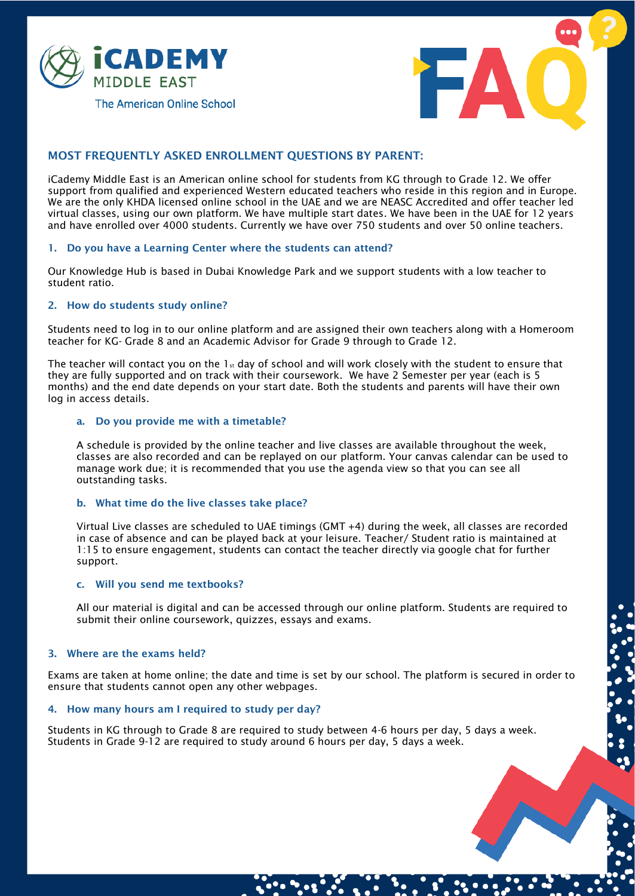iCADEMY MIDDLE EAST

The American Online School

FAQ

## MOST FREQUENTLY ASKED ENROLLMENT QUESTIONS BY PARENT:

iCademy Middle East is an American online school for students from KG through to Grade 12. We offer support from qualified and experienced Western educated teachers who reside in this region and in Europe. We are the only KHDA licensed online school in the UAE and we are NEASC Accredited and offer teacher led virtual classes, using our own platform. We have multiple start dates. We have been in the UAE for 12 years and have enrolled over 4000 students. Currently we have over 750 students and over 50 online teachers.

### 1. Do you have a Learning Center where the students can attend?

Our Knowledge Hub is based in Dubai Knowledge Park and we support students with a low teacher to student ratio.

### 2. How do students study online?

Students need to log in to our online platform and are assigned their own teachers along with a Homeroom teacher for KG- Grade 8 and an Academic Advisor for Grade 9 through to Grade 12.

The teacher will contact you on the 1st day of school and will work closely with the student to ensure that they are fully supported and on track with their coursework. We have 2 Semester per year (each is 5 months) and the end date depends on your start date. Both the students and parents will have their own log in access details.

#### a. Do you provide me with a timetable?

A schedule is provided by the online teacher and live classes are available throughout the week, classes are also recorded and can be replayed on our platform. Your canvas calendar can be used to manage work due; it is recommended that you use the agenda view so that you can see all outstanding tasks.

#### b. What time do the live classes take place?

Virtual Live classes are scheduled to UAE timings (GMT +4) during the week, all classes are recorded in case of absence and can be played back at your leisure. Teacher/ Student ratio is maintained at 1:15 to ensure engagement, students can contact the teacher directly via google chat for further support.

#### c. Will you send me textbooks?

All our material is digital and can be accessed through our online platform. Students are required to submit their online coursework, quizzes, essays and exams.

### 3. Where are the exams held?

Exams are taken at home online; the date and time is set by our school. The platform is secured in order to ensure that students cannot open any other webpages.

### 4. How many hours am I required to study per day?

Students in KG through to Grade 8 are required to study between 4-6 hours per day, 5 days a week. Students in Grade 9-12 are required to study around 6 hours per day, 5 days a week.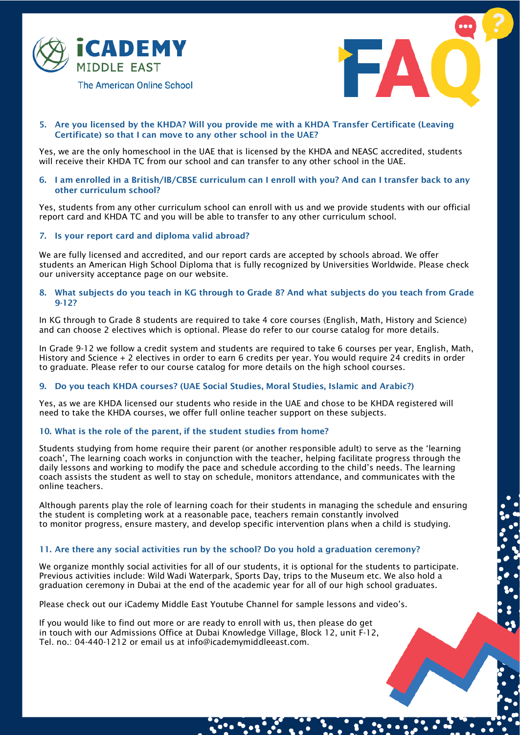# iCADEMY MIDDLE EAST

The American Online School

# FAQ

### 5. Are you licensed by the KHDA? Will you provide me with a KHDA Transfer Certificate (Leaving Certificate) so that I can move to any other school in the UAE?

Yes, we are the only homeschool in the UAE that is licensed by the KHDA and NEASC accredited, students will receive their KHDA TC from our school and can transfer to any other school in the UAE.

### 6. I am enrolled in a British/IB/CBSE curriculum can I enroll with you? And can I transfer back to any other curriculum school?

Yes, students from any other curriculum school can enroll with us and we provide students with our official report card and KHDA TC and you will be able to transfer to any other curriculum school.

### 7. Is your report card and diploma valid abroad?

We are fully licensed and accredited, and our report cards are accepted by schools abroad. We offer students an American High School Diploma that is fully recognized by Universities Worldwide. Please check our university acceptance page on our website.

### 8. What subjects do you teach in KG through to Grade 8? And what subjects do you teach from Grade 9-12?

In KG through to Grade 8 students are required to take 4 core courses (English, Math, History and Science) and can choose 2 electives which is optional. Please do refer to our course catalog for more details.

In Grade 9-12 we follow a credit system and students are required to take 6 courses per year, English, Math, History and Science + 2 electives in order to earn 6 credits per year. You would require 24 credits in order to graduate. Please refer to our course catalog for more details on the high school courses.

### 9. Do you teach KHDA courses? (UAE Social Studies, Moral Studies, Islamic and Arabic?)

Yes, as we are KHDA licensed our students who reside in the UAE and chose to be KHDA registered will need to take the KHDA courses, we offer full online teacher support on these subjects.

### 10. What is the role of the parent, if the student studies from home?

Students studying from home require their parent (or another responsible adult) to serve as the 'learning coach', The learning coach works in conjunction with the teacher, helping facilitate progress through the daily lessons and working to modify the pace and schedule according to the child's needs. The learning coach assists the student as well to stay on schedule, monitors attendance, and communicates with the online teachers.

Although parents play the role of learning coach for their students in managing the schedule and ensuring the student is completing work at a reasonable pace, teachers remain constantly involved to monitor progress, ensure mastery, and develop specific intervention plans when a child is studying.

### 11. Are there any social activities run by the school? Do you hold a graduation ceremony?

We organize monthly social activities for all of our students, it is optional for the students to participate. Previous activities include: Wild Wadi Waterpark, Sports Day, trips to the Museum etc. We also hold a graduation ceremony in Dubai at the end of the academic year for all of our high school graduates.

Please check out our iCademy Middle East Youtube Channel for sample lessons and video's.

If you would like to find out more or are ready to enroll with us, then please do get in touch with our Admissions Office at Dubai Knowledge Village, Block 12, unit F-12, Tel. no.: 04-440-1212 or email us at info@icademymiddleeast.com.